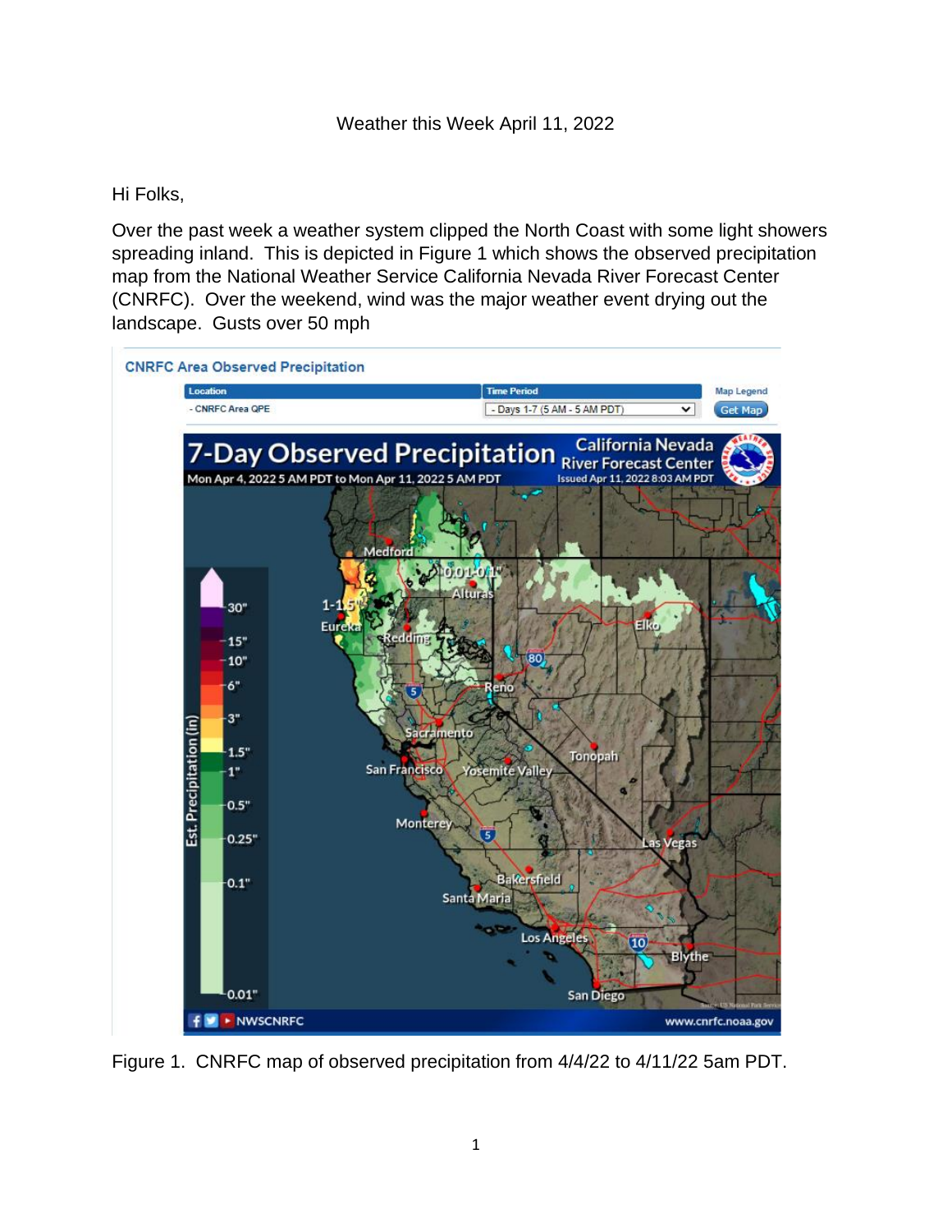Weather this Week April 11, 2022

Hi Folks,

Over the past week a weather system clipped the North Coast with some light showers spreading inland. This is depicted in Figure 1 which shows the observed precipitation map from the National Weather Service California Nevada River Forecast Center (CNRFC). Over the weekend, wind was the major weather event drying out the landscape. Gusts over 50 mph

Figure 1. CNRFC map of observed precipitation from 4/4/22 to 4/11/22 5am PDT.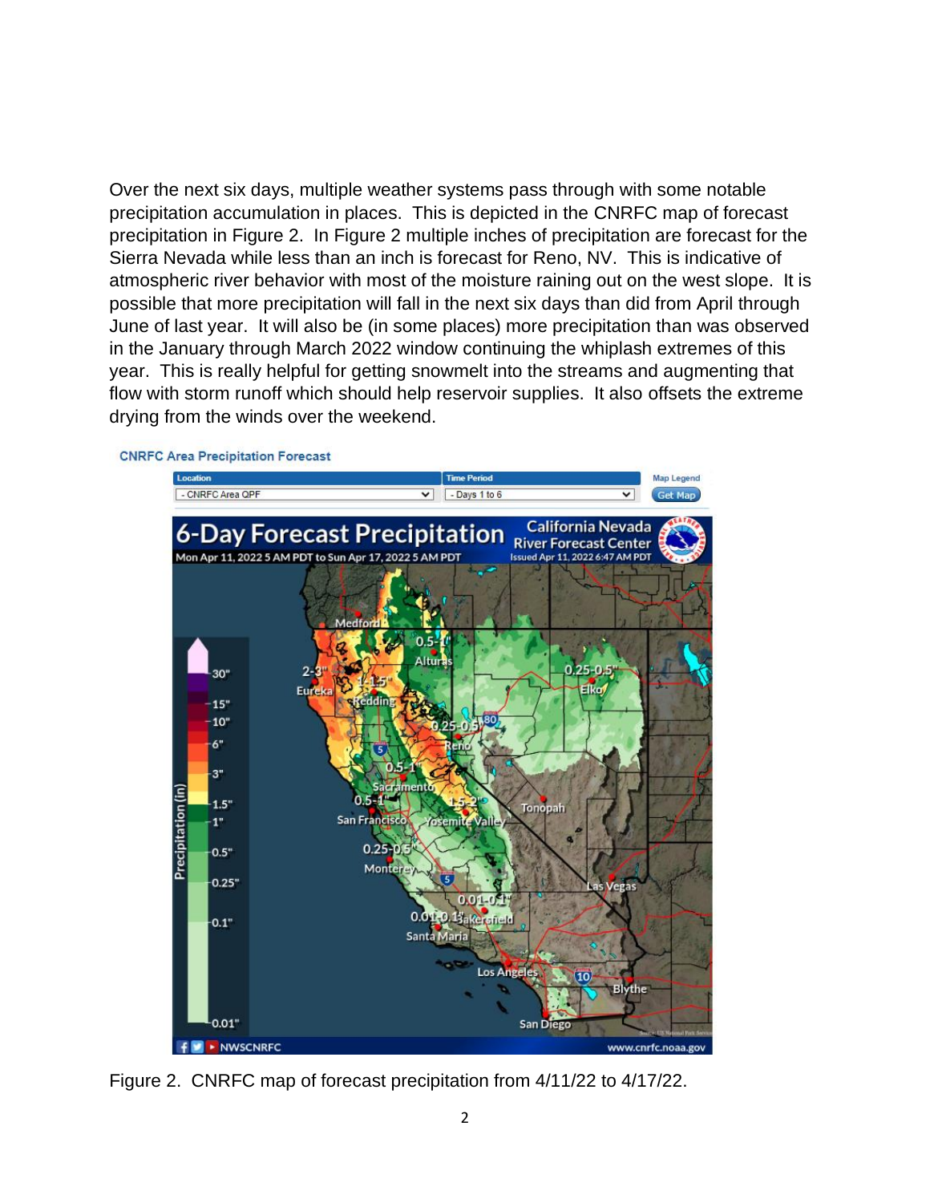Over the next six days, multiple weather systems pass through with some notable precipitation accumulation in places. This is depicted in the CNRFC map of forecast precipitation in Figure 2. In Figure 2 multiple inches of precipitation are forecast for the Sierra Nevada while less than an inch is forecast for Reno, NV. This is indicative of atmospheric river behavior with most of the moisture raining out on the west slope. It is possible that more precipitation will fall in the next six days than did from April through June of last year. It will also be (in some places) more precipitation than was observed in the January through March 2022 window continuing the whiplash extremes of this year. This is really helpful for getting snowmelt into the streams and augmenting that flow with storm runoff which should help reservoir supplies. It also offsets the extreme drying from the winds over the weekend.

Figure 2. CNRFC map of forecast precipitation from 4/11/22 to 4/17/22.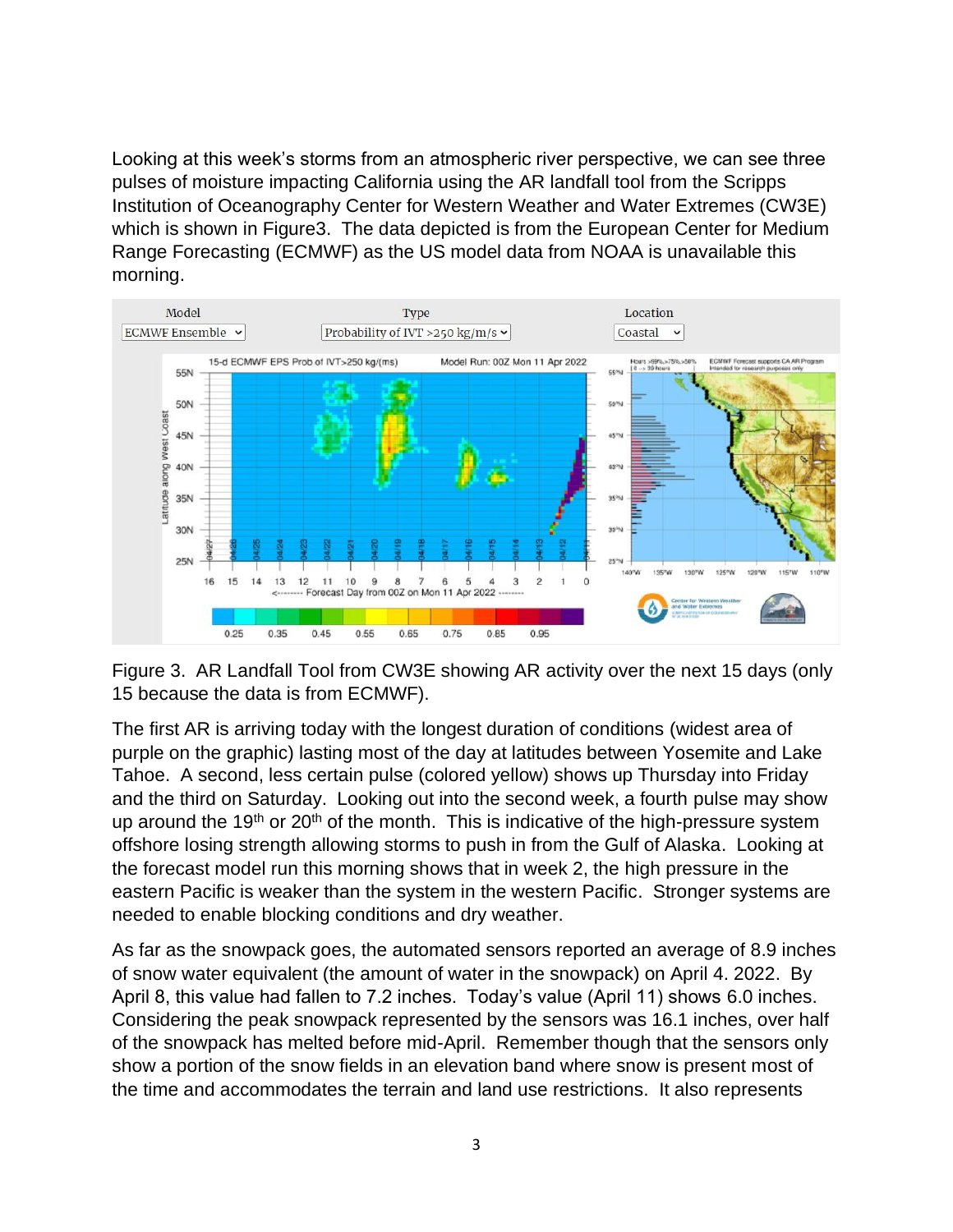Looking at this week's storms from an atmospheric river perspective, we can see three pulses of moisture impacting California using the AR landfall tool from the Scripps Institution of Oceanography Center for Western Weather and Water Extremes (CW3E) which is shown in Figure3. The data depicted is from the European Center for Medium Range Forecasting (ECMWF) as the US model data from NOAA is unavailable this morning.

Figure 3. AR Landfall Tool from CW3E showing AR activity over the next 15 days (only 15 because the data is from ECMWF).

The first AR is arriving today with the longest duration of conditions (widest area of purple on the graphic) lasting most of the day at latitudes between Yosemite and Lake Tahoe. A second, less certain pulse (colored yellow) shows up Thursday into Friday and the third on Saturday. Looking out into the second week, a fourth pulse may show up around the 19th or 20th of the month. This is indicative of the high-pressure system offshore losing strength allowing storms to push in from the Gulf of Alaska. Looking at the forecast model run this morning shows that in week 2, the high pressure in the eastern Pacific is weaker than the system in the western Pacific. Stronger systems are needed to enable blocking conditions and dry weather.

As far as the snowpack goes, the automated sensors reported an average of 8.9 inches of snow water equivalent (the amount of water in the snowpack) on April 4. 2022. By April 8, this value had fallen to 7.2 inches. Today's value (April 11) shows 6.0 inches. Considering the peak snowpack represented by the sensors was 16.1 inches, over half of the snowpack has melted before mid-April. Remember though that the sensors only show a portion of the snow fields in an elevation band where snow is present most of the time and accommodates the terrain and land use restrictions. It also represents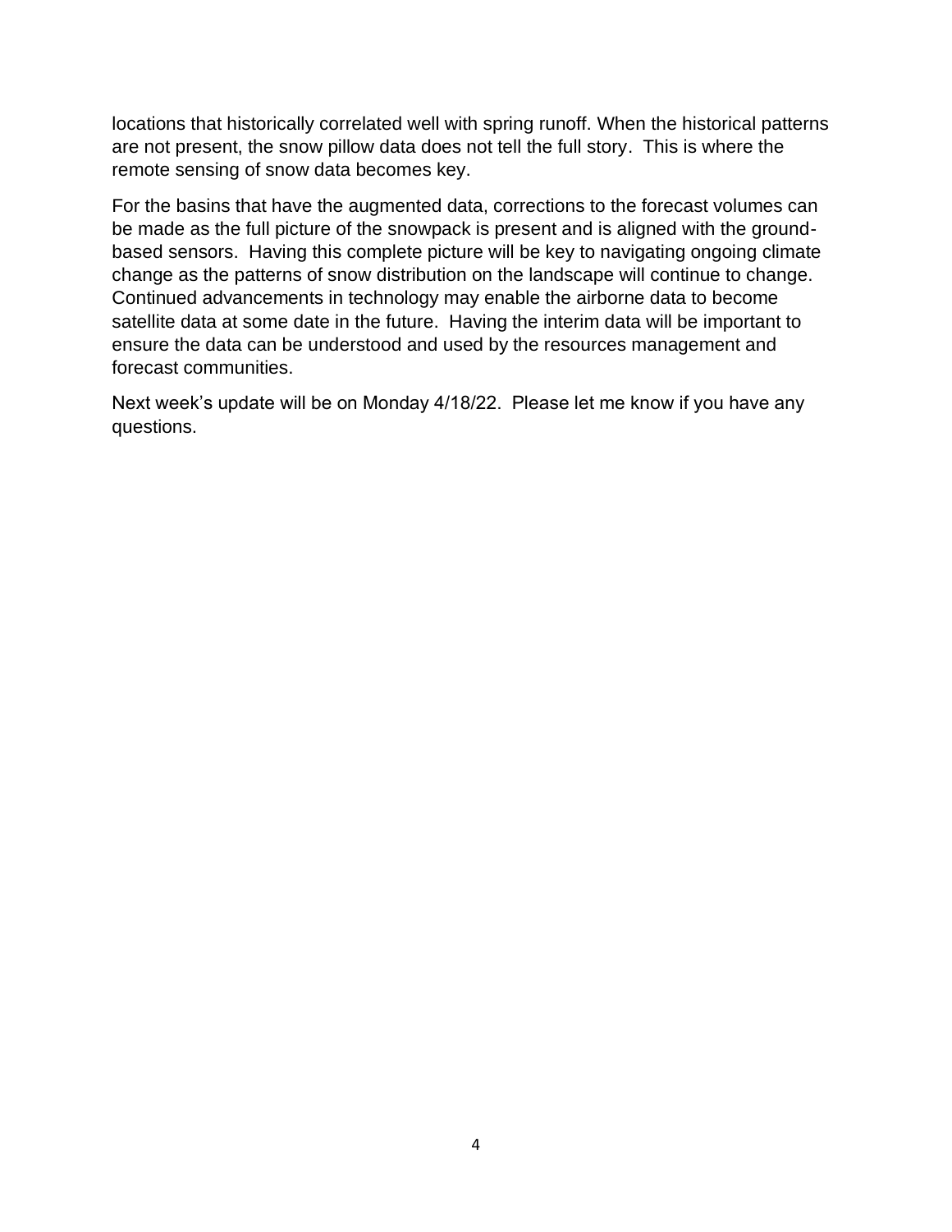locations that historically correlated well with spring runoff. When the historical patterns are not present, the snow pillow data does not tell the full story. This is where the remote sensing of snow data becomes key.

For the basins that have the augmented data, corrections to the forecast volumes can be made as the full picture of the snowpack is present and is aligned with the ground-based sensors. Having this complete picture will be key to navigating ongoing climate change as the patterns of snow distribution on the landscape will continue to change. Continued advancements in technology may enable the airborne data to become satellite data at some date in the future. Having the interim data will be important to ensure the data can be understood and used by the resources management and forecast communities.

Next week's update will be on Monday 4/18/22. Please let me know if you have any questions.